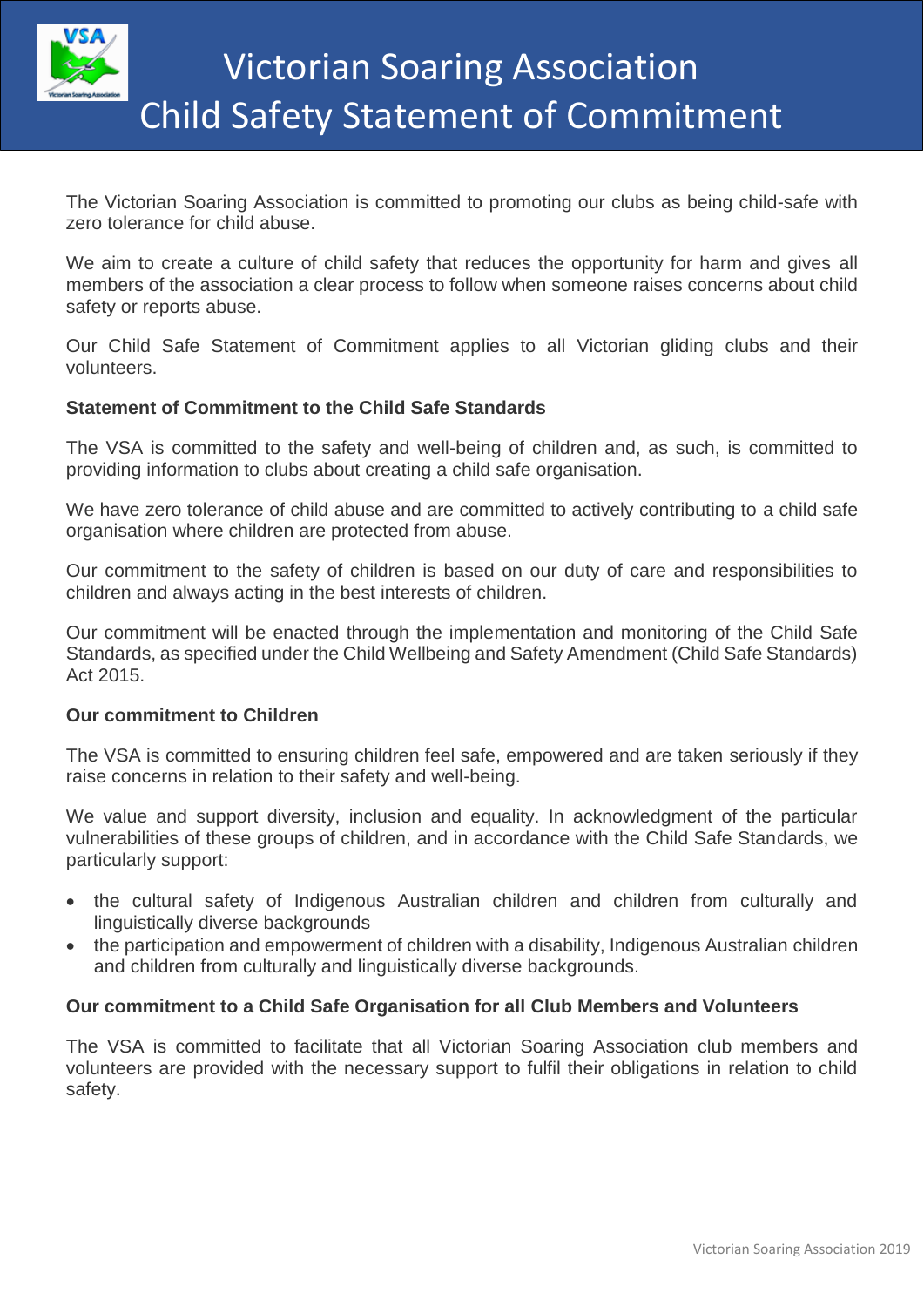# Victorian Soaring Association
# Child Safety Statement of Commitment

The Victorian Soaring Association is committed to promoting our clubs as being child-safe with zero tolerance for child abuse.

We aim to create a culture of child safety that reduces the opportunity for harm and gives all members of the association a clear process to follow when someone raises concerns about child safety or reports abuse.

Our Child Safe Statement of Commitment applies to all Victorian gliding clubs and their volunteers.

**Statement of Commitment to the Child Safe Standards**

The VSA is committed to the safety and well-being of children and, as such, is committed to providing information to clubs about creating a child safe organisation.

We have zero tolerance of child abuse and are committed to actively contributing to a child safe organisation where children are protected from abuse.

Our commitment to the safety of children is based on our duty of care and responsibilities to children and always acting in the best interests of children.

Our commitment will be enacted through the implementation and monitoring of the Child Safe Standards, as specified under the Child Wellbeing and Safety Amendment (Child Safe Standards) Act 2015.

**Our commitment to Children**

The VSA is committed to ensuring children feel safe, empowered and are taken seriously if they raise concerns in relation to their safety and well-being.

We value and support diversity, inclusion and equality. In acknowledgment of the particular vulnerabilities of these groups of children, and in accordance with the Child Safe Standards, we particularly support:

- the cultural safety of Indigenous Australian children and children from culturally and linguistically diverse backgrounds
- the participation and empowerment of children with a disability, Indigenous Australian children and children from culturally and linguistically diverse backgrounds.

**Our commitment to a Child Safe Organisation for all Club Members and Volunteers**

The VSA is committed to facilitate that all Victorian Soaring Association club members and volunteers are provided with the necessary support to fulfil their obligations in relation to child safety.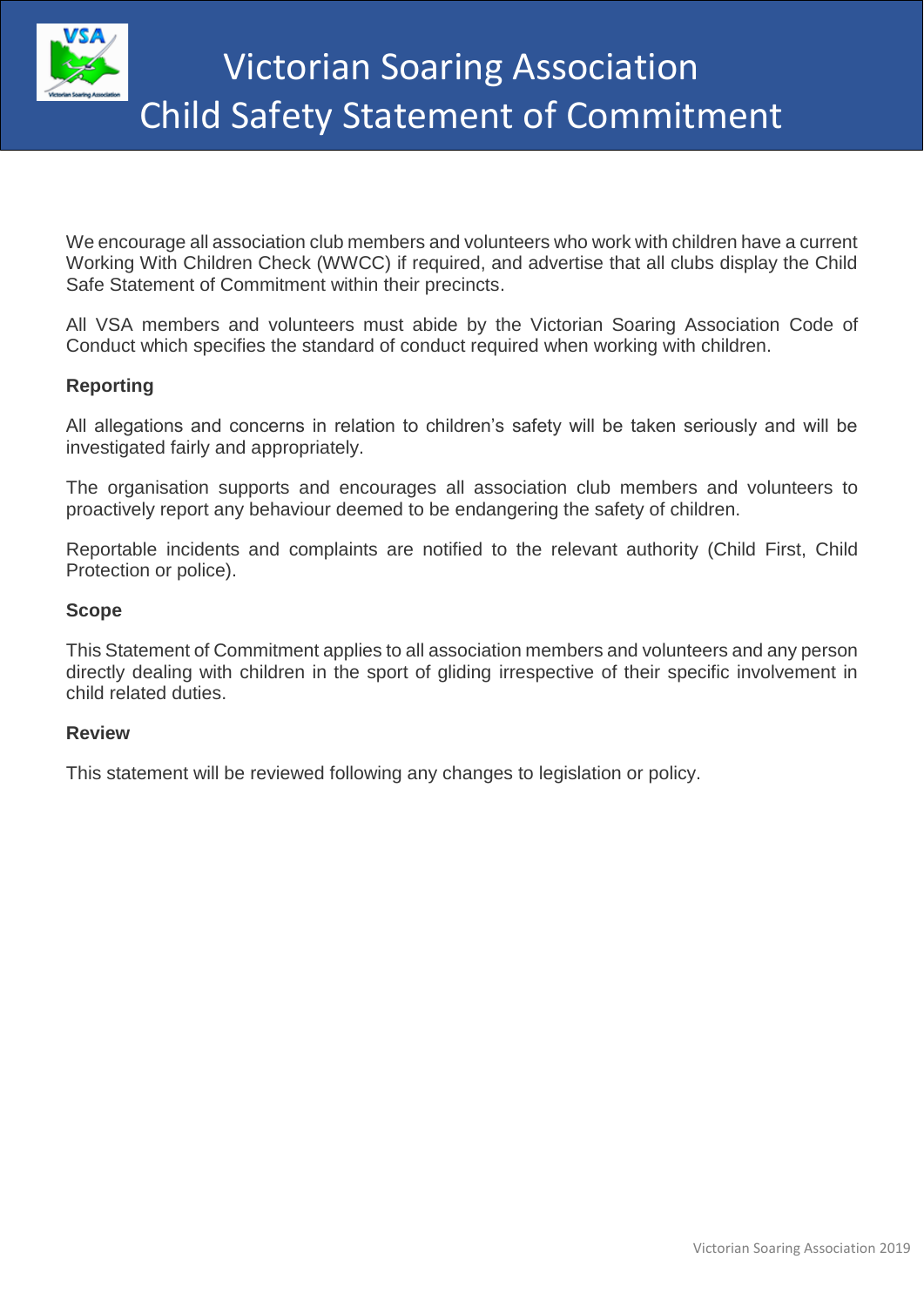# Victorian Soaring Association
# Child Safety Statement of Commitment

We encourage all association club members and volunteers who work with children have a current Working With Children Check (WWCC) if required, and advertise that all clubs display the Child Safe Statement of Commitment within their precincts.

All VSA members and volunteers must abide by the Victorian Soaring Association Code of Conduct which specifies the standard of conduct required when working with children.

**Reporting**

All allegations and concerns in relation to children's safety will be taken seriously and will be investigated fairly and appropriately.

The organisation supports and encourages all association club members and volunteers to proactively report any behaviour deemed to be endangering the safety of children.

Reportable incidents and complaints are notified to the relevant authority (Child First, Child Protection or police).

**Scope**

This Statement of Commitment applies to all association members and volunteers and any person directly dealing with children in the sport of gliding irrespective of their specific involvement in child related duties.

**Review**

This statement will be reviewed following any changes to legislation or policy.